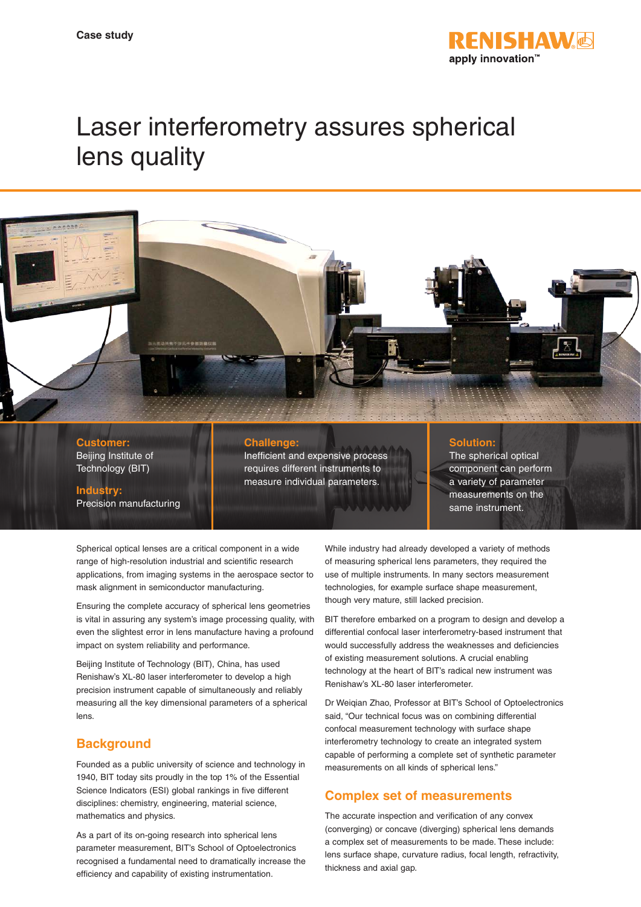Case study

RENISHAW

apply innovation™

# Laser interferometry assures spherical lens quality

**Customer:**
Beijing Institute of Technology (BIT)

**Industry:**
Precision manufacturing

**Challenge:**
Inefficient and expensive process requires different instruments to measure individual parameters.

**Solution:**
The spherical optical component can perform a variety of parameter measurements on the same instrument.

Spherical optical lenses are a critical component in a wide range of high-resolution industrial and scientific research applications, from imaging systems in the aerospace sector to mask alignment in semiconductor manufacturing.

Ensuring the complete accuracy of spherical lens geometries is vital in assuring any system's image processing quality, with even the slightest error in lens manufacture having a profound impact on system reliability and performance.

Beijing Institute of Technology (BIT), China, has used Renishaw's XL-80 laser interferometer to develop a high precision instrument capable of simultaneously and reliably measuring all the key dimensional parameters of a spherical lens.

## Background

Founded as a public university of science and technology in 1940, BIT today sits proudly in the top 1% of the Essential Science Indicators (ESI) global rankings in five different disciplines: chemistry, engineering, material science, mathematics and physics.

As a part of its on-going research into spherical lens parameter measurement, BIT's School of Optoelectronics recognised a fundamental need to dramatically increase the efficiency and capability of existing instrumentation.

While industry had already developed a variety of methods of measuring spherical lens parameters, they required the use of multiple instruments. In many sectors measurement technologies, for example surface shape measurement, though very mature, still lacked precision.

BIT therefore embarked on a program to design and develop a differential confocal laser interferometry-based instrument that would successfully address the weaknesses and deficiencies of existing measurement solutions. A crucial enabling technology at the heart of BIT's radical new instrument was Renishaw's XL-80 laser interferometer.

Dr Weiqian Zhao, Professor at BIT's School of Optoelectronics said, "Our technical focus was on combining differential confocal measurement technology with surface shape interferometry technology to create an integrated system capable of performing a complete set of synthetic parameter measurements on all kinds of spherical lens."

## Complex set of measurements

The accurate inspection and verification of any convex (converging) or concave (diverging) spherical lens demands a complex set of measurements to be made. These include: lens surface shape, curvature radius, focal length, refractivity, thickness and axial gap.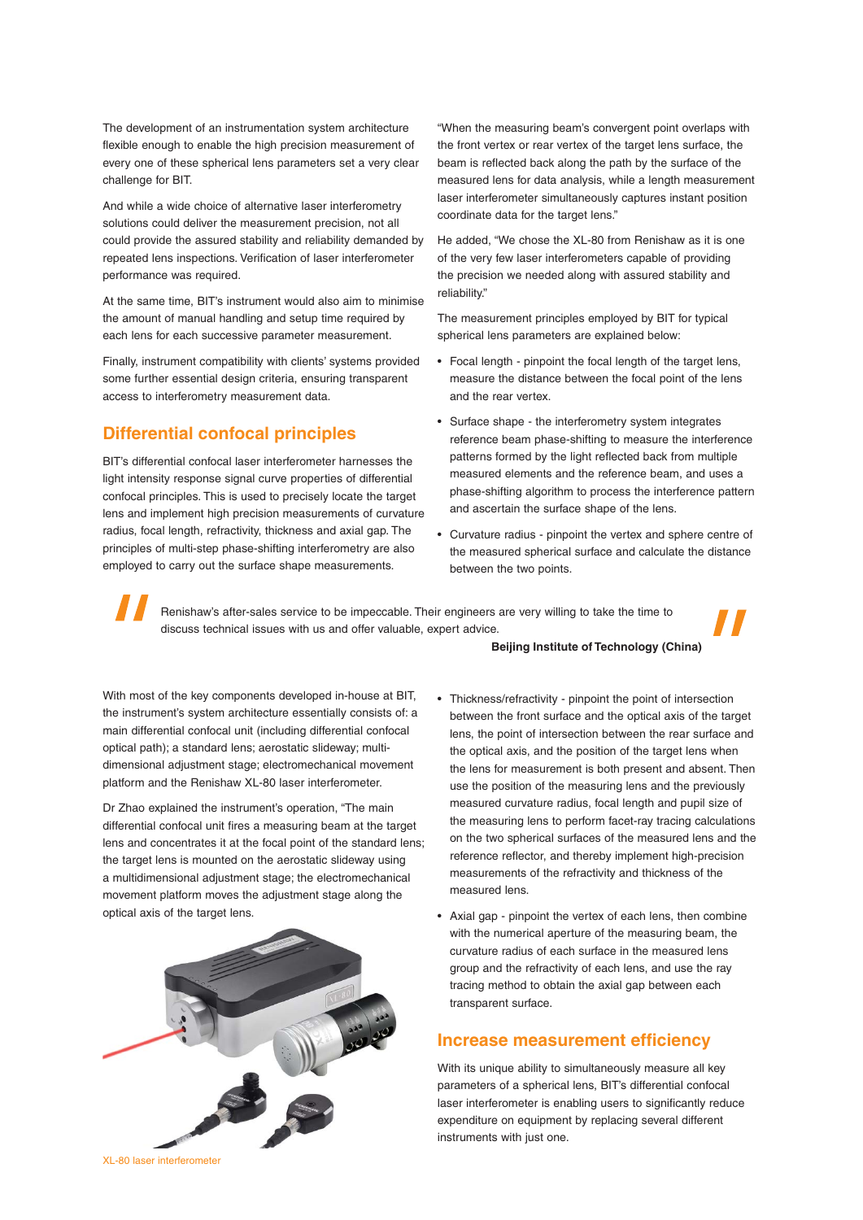The development of an instrumentation system architecture flexible enough to enable the high precision measurement of every one of these spherical lens parameters set a very clear challenge for BIT.

And while a wide choice of alternative laser interferometry solutions could deliver the measurement precision, not all could provide the assured stability and reliability demanded by repeated lens inspections. Verification of laser interferometer performance was required.

At the same time, BIT's instrument would also aim to minimise the amount of manual handling and setup time required by each lens for each successive parameter measurement.

Finally, instrument compatibility with clients' systems provided some further essential design criteria, ensuring transparent access to interferometry measurement data.

## Differential confocal principles

BIT's differential confocal laser interferometer harnesses the light intensity response signal curve properties of differential confocal principles. This is used to precisely locate the target lens and implement high precision measurements of curvature radius, focal length, refractivity, thickness and axial gap. The principles of multi-step phase-shifting interferometry are also employed to carry out the surface shape measurements.

"When the measuring beam's convergent point overlaps with the front vertex or rear vertex of the target lens surface, the beam is reflected back along the path by the surface of the measured lens for data analysis, while a length measurement laser interferometer simultaneously captures instant position coordinate data for the target lens."

He added, "We chose the XL-80 from Renishaw as it is one of the very few laser interferometers capable of providing the precision we needed along with assured stability and reliability."

The measurement principles employed by BIT for typical spherical lens parameters are explained below:

- Focal length - pinpoint the focal length of the target lens, measure the distance between the focal point of the lens and the rear vertex.
- Surface shape - the interferometry system integrates reference beam phase-shifting to measure the interference patterns formed by the light reflected back from multiple measured elements and the reference beam, and uses a phase-shifting algorithm to process the interference pattern and ascertain the surface shape of the lens.
- Curvature radius - pinpoint the vertex and sphere centre of the measured spherical surface and calculate the distance between the two points.

> Renishaw's after-sales service to be impeccable. Their engineers are very willing to take the time to discuss technical issues with us and offer valuable, expert advice.
>
> **Beijing Institute of Technology (China)**

With most of the key components developed in-house at BIT, the instrument's system architecture essentially consists of: a main differential confocal unit (including differential confocal optical path); a standard lens; aerostatic slideway; multi-dimensional adjustment stage; electromechanical movement platform and the Renishaw XL-80 laser interferometer.

Dr Zhao explained the instrument's operation, "The main differential confocal unit fires a measuring beam at the target lens and concentrates it at the focal point of the standard lens; the target lens is mounted on the aerostatic slideway using a multidimensional adjustment stage; the electromechanical movement platform moves the adjustment stage along the optical axis of the target lens.

XL-80 laser interferometer

- Thickness/refractivity - pinpoint the point of intersection between the front surface and the optical axis of the target lens, the point of intersection between the rear surface and the optical axis, and the position of the target lens when the lens for measurement is both present and absent. Then use the position of the measuring lens and the previously measured curvature radius, focal length and pupil size of the measuring lens to perform facet-ray tracing calculations on the two spherical surfaces of the measured lens and the reference reflector, and thereby implement high-precision measurements of the refractivity and thickness of the measured lens.
- Axial gap - pinpoint the vertex of each lens, then combine with the numerical aperture of the measuring beam, the curvature radius of each surface in the measured lens group and the refractivity of each lens, and use the ray tracing method to obtain the axial gap between each transparent surface.

## Increase measurement efficiency

With its unique ability to simultaneously measure all key parameters of a spherical lens, BIT's differential confocal laser interferometer is enabling users to significantly reduce expenditure on equipment by replacing several different instruments with just one.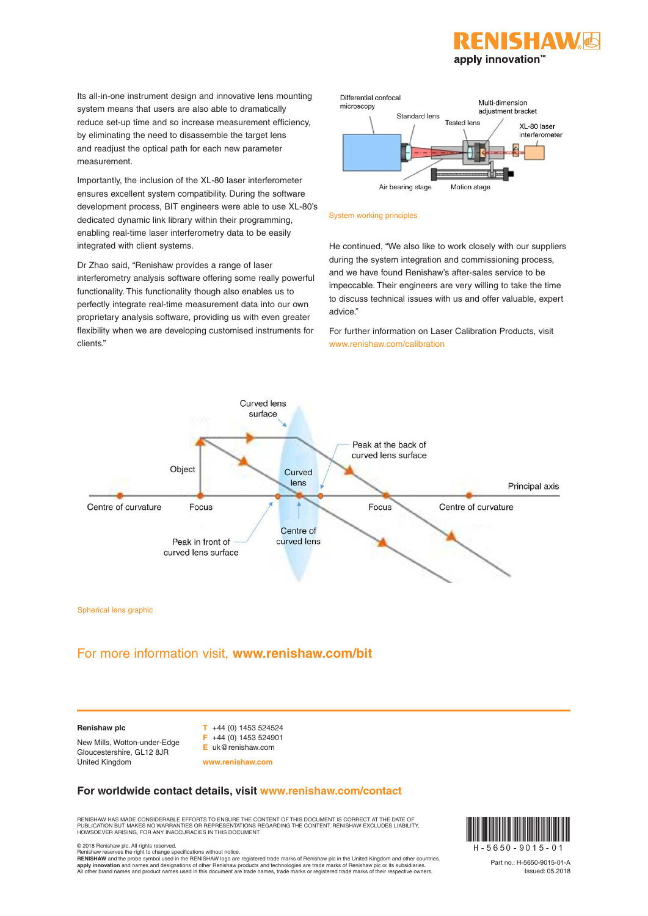Its all-in-one instrument design and innovative lens mounting system means that users are also able to dramatically reduce set-up time and so increase measurement efficiency, by eliminating the need to disassemble the target lens and readjust the optical path for each new parameter measurement.

Importantly, the inclusion of the XL-80 laser interferometer ensures excellent system compatibility. During the software development process, BIT engineers were able to use XL-80's dedicated dynamic link library within their programming, enabling real-time laser interferometry data to be easily integrated with client systems.

Dr Zhao said, "Renishaw provides a range of laser interferometry analysis software offering some really powerful functionality. This functionality though also enables us to perfectly integrate real-time measurement data into our own proprietary analysis software, providing us with even greater flexibility when we are developing customised instruments for clients."

Differential confocal microscopy

Standard lens

Tested lens

Multi-dimension adjustment bracket

XL-80 laser interferometer

Air bearing stage

Motion stage

System working principles

He continued, "We also like to work closely with our suppliers during the system integration and commissioning process, and we have found Renishaw's after-sales service to be impeccable. Their engineers are very willing to take the time to discuss technical issues with us and offer valuable, expert advice."

For further information on Laser Calibration Products, visit www.renishaw.com/calibration

Curved lens surface

Peak at the back of curved lens surface

Object

Curved lens

Principal axis

Centre of curvature

Focus

Focus

Centre of curvature

Centre of curved lens

Peak in front of curved lens surface

Spherical lens graphic

## For more information visit, **www.renishaw.com/bit**

**Renishaw plc**

New Mills, Wotton-under-Edge
Gloucestershire, GL12 8JR
United Kingdom

T +44 (0) 1453 524524
F +44 (0) 1453 524901
E uk@renishaw.com

www.renishaw.com

**For worldwide contact details, visit www.renishaw.com/contact**

RENISHAW HAS MADE CONSIDERABLE EFFORTS TO ENSURE THE CONTENT OF THIS DOCUMENT IS CORRECT AT THE DATE OF PUBLICATION BUT MAKES NO WARRANTIES OR REPRESENTATIONS REGARDING THE CONTENT. RENISHAW EXCLUDES LIABILITY, HOWSOEVER ARISING, FOR ANY INACCURACIES IN THIS DOCUMENT.

© 2018 Renishaw plc. All rights reserved.
Renishaw reserves the right to change specifications without notice.
**RENISHAW** and the probe symbol used in the RENISHAW logo are registered trade marks of Renishaw plc in the United Kingdom and other countries. **apply innovation** and names and designations of other Renishaw products and technologies are trade marks of Renishaw plc or its subsidiaries.
All other brand names and product names used in this document are trade names, trade marks or registered trade marks of their respective owners.

H-5650-9015-01

Part no.: H-5650-9015-01-A
Issued: 05.2018